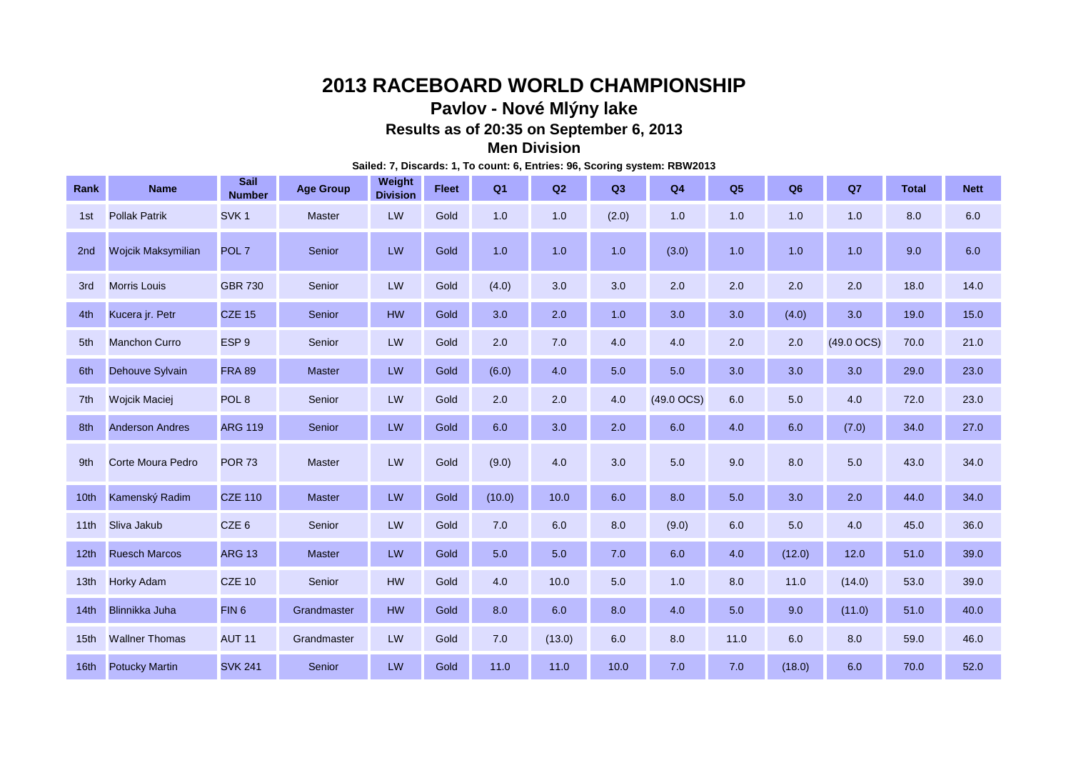# 2013 RACEBOARD WORLD CHAMPIONSHIP

## Pavlov - Nové Mlýny lake

### Results as of 20:35 on September 6, 2013

### Men Division

**Sailed: 7, Discards: 1, To count: 6, Entries: 96, Scoring system: RBW2013**

| Rank | Name | Sail Number | Age Group | Weight Division | Fleet | Q1 | Q2 | Q3 | Q4 | Q5 | Q6 | Q7 | Total | Nett |
|---|---|---|---|---|---|---|---|---|---|---|---|---|---|---|
| 1st | Pollak Patrik | SVK 1 | Master | LW | Gold | 1.0 | 1.0 | (2.0) | 1.0 | 1.0 | 1.0 | 1.0 | 8.0 | 6.0 |
| 2nd | Wojcik Maksymilian | POL 7 | Senior | LW | Gold | 1.0 | 1.0 | 1.0 | (3.0) | 1.0 | 1.0 | 1.0 | 9.0 | 6.0 |
| 3rd | Morris Louis | GBR 730 | Senior | LW | Gold | (4.0) | 3.0 | 3.0 | 2.0 | 2.0 | 2.0 | 2.0 | 18.0 | 14.0 |
| 4th | Kucera jr. Petr | CZE 15 | Senior | HW | Gold | 3.0 | 2.0 | 1.0 | 3.0 | 3.0 | (4.0) | 3.0 | 19.0 | 15.0 |
| 5th | Manchon Curro | ESP 9 | Senior | LW | Gold | 2.0 | 7.0 | 4.0 | 4.0 | 2.0 | 2.0 | (49.0 OCS) | 70.0 | 21.0 |
| 6th | Dehouve Sylvain | FRA 89 | Master | LW | Gold | (6.0) | 4.0 | 5.0 | 5.0 | 3.0 | 3.0 | 3.0 | 29.0 | 23.0 |
| 7th | Wojcik Maciej | POL 8 | Senior | LW | Gold | 2.0 | 2.0 | 4.0 | (49.0 OCS) | 6.0 | 5.0 | 4.0 | 72.0 | 23.0 |
| 8th | Anderson Andres | ARG 119 | Senior | LW | Gold | 6.0 | 3.0 | 2.0 | 6.0 | 4.0 | 6.0 | (7.0) | 34.0 | 27.0 |
| 9th | Corte Moura Pedro | POR 73 | Master | LW | Gold | (9.0) | 4.0 | 3.0 | 5.0 | 9.0 | 8.0 | 5.0 | 43.0 | 34.0 |
| 10th | Kamenský Radim | CZE 110 | Master | LW | Gold | (10.0) | 10.0 | 6.0 | 8.0 | 5.0 | 3.0 | 2.0 | 44.0 | 34.0 |
| 11th | Sliva Jakub | CZE 6 | Senior | LW | Gold | 7.0 | 6.0 | 8.0 | (9.0) | 6.0 | 5.0 | 4.0 | 45.0 | 36.0 |
| 12th | Ruesch Marcos | ARG 13 | Master | LW | Gold | 5.0 | 5.0 | 7.0 | 6.0 | 4.0 | (12.0) | 12.0 | 51.0 | 39.0 |
| 13th | Horky Adam | CZE 10 | Senior | HW | Gold | 4.0 | 10.0 | 5.0 | 1.0 | 8.0 | 11.0 | (14.0) | 53.0 | 39.0 |
| 14th | Blinnikka Juha | FIN 6 | Grandmaster | HW | Gold | 8.0 | 6.0 | 8.0 | 4.0 | 5.0 | 9.0 | (11.0) | 51.0 | 40.0 |
| 15th | Wallner Thomas | AUT 11 | Grandmaster | LW | Gold | 7.0 | (13.0) | 6.0 | 8.0 | 11.0 | 6.0 | 8.0 | 59.0 | 46.0 |
| 16th | Potucky Martin | SVK 241 | Senior | LW | Gold | 11.0 | 11.0 | 10.0 | 7.0 | 7.0 | (18.0) | 6.0 | 70.0 | 52.0 |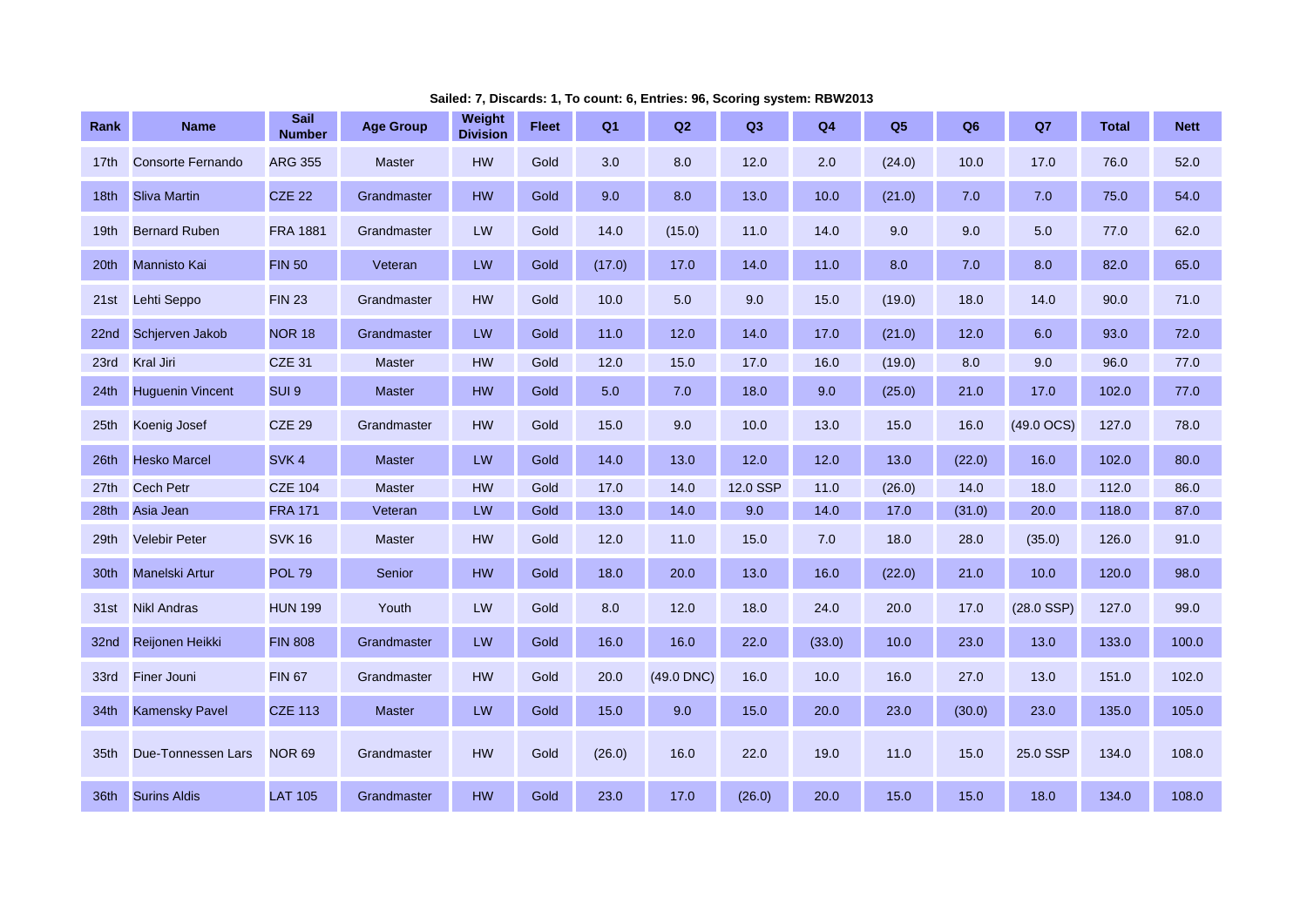Sailed: 7, Discards: 1, To count: 6, Entries: 96, Scoring system: RBW2013

| Rank | Name | Sail Number | Age Group | Weight Division | Fleet | Q1 | Q2 | Q3 | Q4 | Q5 | Q6 | Q7 | Total | Nett |
|---|---|---|---|---|---|---|---|---|---|---|---|---|---|---|
| 17th | Consorte Fernando | ARG 355 | Master | HW | Gold | 3.0 | 8.0 | 12.0 | 2.0 | (24.0) | 10.0 | 17.0 | 76.0 | 52.0 |
| 18th | Sliva Martin | CZE 22 | Grandmaster | HW | Gold | 9.0 | 8.0 | 13.0 | 10.0 | (21.0) | 7.0 | 7.0 | 75.0 | 54.0 |
| 19th | Bernard Ruben | FRA 1881 | Grandmaster | LW | Gold | 14.0 | (15.0) | 11.0 | 14.0 | 9.0 | 9.0 | 5.0 | 77.0 | 62.0 |
| 20th | Mannisto Kai | FIN 50 | Veteran | LW | Gold | (17.0) | 17.0 | 14.0 | 11.0 | 8.0 | 7.0 | 8.0 | 82.0 | 65.0 |
| 21st | Lehti Seppo | FIN 23 | Grandmaster | HW | Gold | 10.0 | 5.0 | 9.0 | 15.0 | (19.0) | 18.0 | 14.0 | 90.0 | 71.0 |
| 22nd | Schjerven Jakob | NOR 18 | Grandmaster | LW | Gold | 11.0 | 12.0 | 14.0 | 17.0 | (21.0) | 12.0 | 6.0 | 93.0 | 72.0 |
| 23rd | Kral Jiri | CZE 31 | Master | HW | Gold | 12.0 | 15.0 | 17.0 | 16.0 | (19.0) | 8.0 | 9.0 | 96.0 | 77.0 |
| 24th | Huguenin Vincent | SUI 9 | Master | HW | Gold | 5.0 | 7.0 | 18.0 | 9.0 | (25.0) | 21.0 | 17.0 | 102.0 | 77.0 |
| 25th | Koenig Josef | CZE 29 | Grandmaster | HW | Gold | 15.0 | 9.0 | 10.0 | 13.0 | 15.0 | 16.0 | (49.0 OCS) | 127.0 | 78.0 |
| 26th | Hesko Marcel | SVK 4 | Master | LW | Gold | 14.0 | 13.0 | 12.0 | 12.0 | 13.0 | (22.0) | 16.0 | 102.0 | 80.0 |
| 27th | Cech Petr | CZE 104 | Master | HW | Gold | 17.0 | 14.0 | 12.0 SSP | 11.0 | (26.0) | 14.0 | 18.0 | 112.0 | 86.0 |
| 28th | Asia Jean | FRA 171 | Veteran | LW | Gold | 13.0 | 14.0 | 9.0 | 14.0 | 17.0 | (31.0) | 20.0 | 118.0 | 87.0 |
| 29th | Velebir Peter | SVK 16 | Master | HW | Gold | 12.0 | 11.0 | 15.0 | 7.0 | 18.0 | 28.0 | (35.0) | 126.0 | 91.0 |
| 30th | Manelski Artur | POL 79 | Senior | HW | Gold | 18.0 | 20.0 | 13.0 | 16.0 | (22.0) | 21.0 | 10.0 | 120.0 | 98.0 |
| 31st | Nikl Andras | HUN 199 | Youth | LW | Gold | 8.0 | 12.0 | 18.0 | 24.0 | 20.0 | 17.0 | (28.0 SSP) | 127.0 | 99.0 |
| 32nd | Reijonen Heikki | FIN 808 | Grandmaster | LW | Gold | 16.0 | 16.0 | 22.0 | (33.0) | 10.0 | 23.0 | 13.0 | 133.0 | 100.0 |
| 33rd | Finer Jouni | FIN 67 | Grandmaster | HW | Gold | 20.0 | (49.0 DNC) | 16.0 | 10.0 | 16.0 | 27.0 | 13.0 | 151.0 | 102.0 |
| 34th | Kamensky Pavel | CZE 113 | Master | LW | Gold | 15.0 | 9.0 | 15.0 | 20.0 | 23.0 | (30.0) | 23.0 | 135.0 | 105.0 |
| 35th | Due-Tonnessen Lars | NOR 69 | Grandmaster | HW | Gold | (26.0) | 16.0 | 22.0 | 19.0 | 11.0 | 15.0 | 25.0 SSP | 134.0 | 108.0 |
| 36th | Surins Aldis | LAT 105 | Grandmaster | HW | Gold | 23.0 | 17.0 | (26.0) | 20.0 | 15.0 | 15.0 | 18.0 | 134.0 | 108.0 |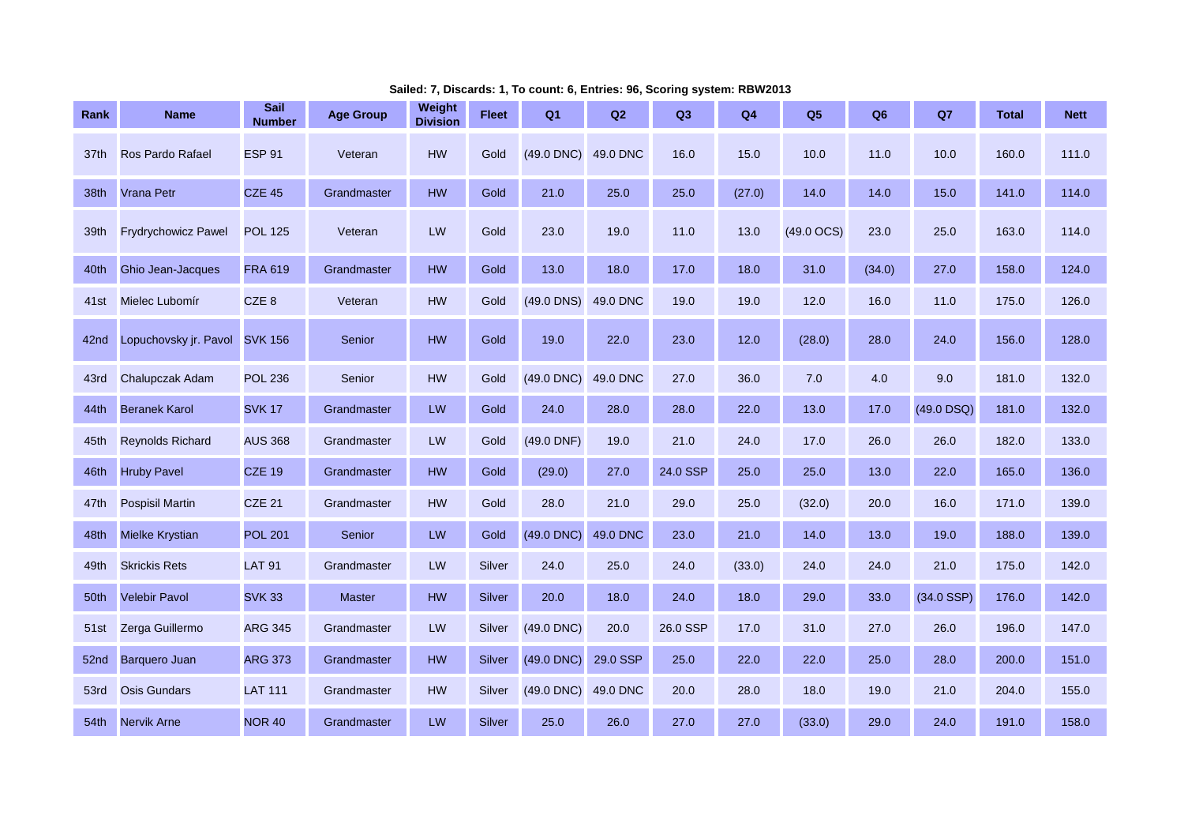Sailed: 7, Discards: 1, To count: 6, Entries: 96, Scoring system: RBW2013

| Rank | Name | Sail Number | Age Group | Weight Division | Fleet | Q1 | Q2 | Q3 | Q4 | Q5 | Q6 | Q7 | Total | Nett |
|---|---|---|---|---|---|---|---|---|---|---|---|---|---|---|
| 37th | Ros Pardo Rafael | ESP 91 | Veteran | HW | Gold | (49.0 DNC) | 49.0 DNC | 16.0 | 15.0 | 10.0 | 11.0 | 10.0 | 160.0 | 111.0 |
| 38th | Vrana Petr | CZE 45 | Grandmaster | HW | Gold | 21.0 | 25.0 | 25.0 | (27.0) | 14.0 | 14.0 | 15.0 | 141.0 | 114.0 |
| 39th | Frydrychowicz Pawel | POL 125 | Veteran | LW | Gold | 23.0 | 19.0 | 11.0 | 13.0 | (49.0 OCS) | 23.0 | 25.0 | 163.0 | 114.0 |
| 40th | Ghio Jean-Jacques | FRA 619 | Grandmaster | HW | Gold | 13.0 | 18.0 | 17.0 | 18.0 | 31.0 | (34.0) | 27.0 | 158.0 | 124.0 |
| 41st | Mielec Lubomír | CZE 8 | Veteran | HW | Gold | (49.0 DNS) | 49.0 DNC | 19.0 | 19.0 | 12.0 | 16.0 | 11.0 | 175.0 | 126.0 |
| 42nd | Lopuchovsky jr. Pavol | SVK 156 | Senior | HW | Gold | 19.0 | 22.0 | 23.0 | 12.0 | (28.0) | 28.0 | 24.0 | 156.0 | 128.0 |
| 43rd | Chalupczak Adam | POL 236 | Senior | HW | Gold | (49.0 DNC) | 49.0 DNC | 27.0 | 36.0 | 7.0 | 4.0 | 9.0 | 181.0 | 132.0 |
| 44th | Beranek Karol | SVK 17 | Grandmaster | LW | Gold | 24.0 | 28.0 | 28.0 | 22.0 | 13.0 | 17.0 | (49.0 DSQ) | 181.0 | 132.0 |
| 45th | Reynolds Richard | AUS 368 | Grandmaster | LW | Gold | (49.0 DNF) | 19.0 | 21.0 | 24.0 | 17.0 | 26.0 | 26.0 | 182.0 | 133.0 |
| 46th | Hruby Pavel | CZE 19 | Grandmaster | HW | Gold | (29.0) | 27.0 | 24.0 SSP | 25.0 | 25.0 | 13.0 | 22.0 | 165.0 | 136.0 |
| 47th | Pospisil Martin | CZE 21 | Grandmaster | HW | Gold | 28.0 | 21.0 | 29.0 | 25.0 | (32.0) | 20.0 | 16.0 | 171.0 | 139.0 |
| 48th | Mielke Krystian | POL 201 | Senior | LW | Gold | (49.0 DNC) | 49.0 DNC | 23.0 | 21.0 | 14.0 | 13.0 | 19.0 | 188.0 | 139.0 |
| 49th | Skrickis Rets | LAT 91 | Grandmaster | LW | Silver | 24.0 | 25.0 | 24.0 | (33.0) | 24.0 | 24.0 | 21.0 | 175.0 | 142.0 |
| 50th | Velebir Pavol | SVK 33 | Master | HW | Silver | 20.0 | 18.0 | 24.0 | 18.0 | 29.0 | 33.0 | (34.0 SSP) | 176.0 | 142.0 |
| 51st | Zerga Guillermo | ARG 345 | Grandmaster | LW | Silver | (49.0 DNC) | 20.0 | 26.0 SSP | 17.0 | 31.0 | 27.0 | 26.0 | 196.0 | 147.0 |
| 52nd | Barquero Juan | ARG 373 | Grandmaster | HW | Silver | (49.0 DNC) | 29.0 SSP | 25.0 | 22.0 | 22.0 | 25.0 | 28.0 | 200.0 | 151.0 |
| 53rd | Osis Gundars | LAT 111 | Grandmaster | HW | Silver | (49.0 DNC) | 49.0 DNC | 20.0 | 28.0 | 18.0 | 19.0 | 21.0 | 204.0 | 155.0 |
| 54th | Nervik Arne | NOR 40 | Grandmaster | LW | Silver | 25.0 | 26.0 | 27.0 | 27.0 | (33.0) | 29.0 | 24.0 | 191.0 | 158.0 |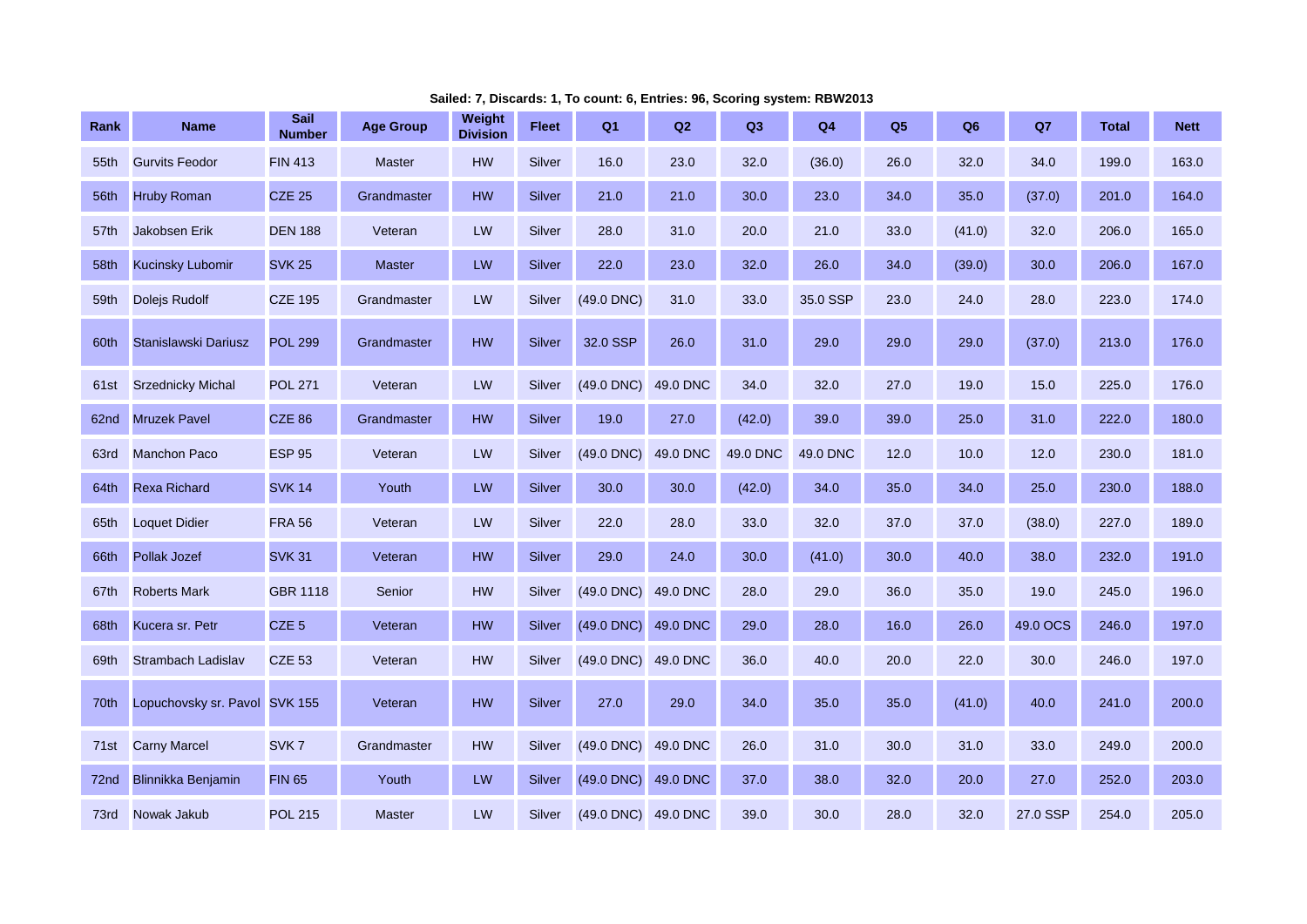Sailed: 7, Discards: 1, To count: 6, Entries: 96, Scoring system: RBW2013

| Rank | Name | Sail Number | Age Group | Weight Division | Fleet | Q1 | Q2 | Q3 | Q4 | Q5 | Q6 | Q7 | Total | Nett |
|---|---|---|---|---|---|---|---|---|---|---|---|---|---|---|
| 55th | Gurvits Feodor | FIN 413 | Master | HW | Silver | 16.0 | 23.0 | 32.0 | (36.0) | 26.0 | 32.0 | 34.0 | 199.0 | 163.0 |
| 56th | Hruby Roman | CZE 25 | Grandmaster | HW | Silver | 21.0 | 21.0 | 30.0 | 23.0 | 34.0 | 35.0 | (37.0) | 201.0 | 164.0 |
| 57th | Jakobsen Erik | DEN 188 | Veteran | LW | Silver | 28.0 | 31.0 | 20.0 | 21.0 | 33.0 | (41.0) | 32.0 | 206.0 | 165.0 |
| 58th | Kucinsky Lubomir | SVK 25 | Master | LW | Silver | 22.0 | 23.0 | 32.0 | 26.0 | 34.0 | (39.0) | 30.0 | 206.0 | 167.0 |
| 59th | Dolejs Rudolf | CZE 195 | Grandmaster | LW | Silver | (49.0 DNC) | 31.0 | 33.0 | 35.0 SSP | 23.0 | 24.0 | 28.0 | 223.0 | 174.0 |
| 60th | Stanislawski Dariusz | POL 299 | Grandmaster | HW | Silver | 32.0 SSP | 26.0 | 31.0 | 29.0 | 29.0 | 29.0 | (37.0) | 213.0 | 176.0 |
| 61st | Srzednicky Michal | POL 271 | Veteran | LW | Silver | (49.0 DNC) | 49.0 DNC | 34.0 | 32.0 | 27.0 | 19.0 | 15.0 | 225.0 | 176.0 |
| 62nd | Mruzek Pavel | CZE 86 | Grandmaster | HW | Silver | 19.0 | 27.0 | (42.0) | 39.0 | 39.0 | 25.0 | 31.0 | 222.0 | 180.0 |
| 63rd | Manchon Paco | ESP 95 | Veteran | LW | Silver | (49.0 DNC) | 49.0 DNC | 49.0 DNC | 49.0 DNC | 12.0 | 10.0 | 12.0 | 230.0 | 181.0 |
| 64th | Rexa Richard | SVK 14 | Youth | LW | Silver | 30.0 | 30.0 | (42.0) | 34.0 | 35.0 | 34.0 | 25.0 | 230.0 | 188.0 |
| 65th | Loquet Didier | FRA 56 | Veteran | LW | Silver | 22.0 | 28.0 | 33.0 | 32.0 | 37.0 | 37.0 | (38.0) | 227.0 | 189.0 |
| 66th | Pollak Jozef | SVK 31 | Veteran | HW | Silver | 29.0 | 24.0 | 30.0 | (41.0) | 30.0 | 40.0 | 38.0 | 232.0 | 191.0 |
| 67th | Roberts Mark | GBR 1118 | Senior | HW | Silver | (49.0 DNC) | 49.0 DNC | 28.0 | 29.0 | 36.0 | 35.0 | 19.0 | 245.0 | 196.0 |
| 68th | Kucera sr. Petr | CZE 5 | Veteran | HW | Silver | (49.0 DNC) | 49.0 DNC | 29.0 | 28.0 | 16.0 | 26.0 | 49.0 OCS | 246.0 | 197.0 |
| 69th | Strambach Ladislav | CZE 53 | Veteran | HW | Silver | (49.0 DNC) | 49.0 DNC | 36.0 | 40.0 | 20.0 | 22.0 | 30.0 | 246.0 | 197.0 |
| 70th | Lopuchovsky sr. Pavol | SVK 155 | Veteran | HW | Silver | 27.0 | 29.0 | 34.0 | 35.0 | 35.0 | (41.0) | 40.0 | 241.0 | 200.0 |
| 71st | Carny Marcel | SVK 7 | Grandmaster | HW | Silver | (49.0 DNC) | 49.0 DNC | 26.0 | 31.0 | 30.0 | 31.0 | 33.0 | 249.0 | 200.0 |
| 72nd | Blinnikka Benjamin | FIN 65 | Youth | LW | Silver | (49.0 DNC) | 49.0 DNC | 37.0 | 38.0 | 32.0 | 20.0 | 27.0 | 252.0 | 203.0 |
| 73rd | Nowak Jakub | POL 215 | Master | LW | Silver | (49.0 DNC) | 49.0 DNC | 39.0 | 30.0 | 28.0 | 32.0 | 27.0 SSP | 254.0 | 205.0 |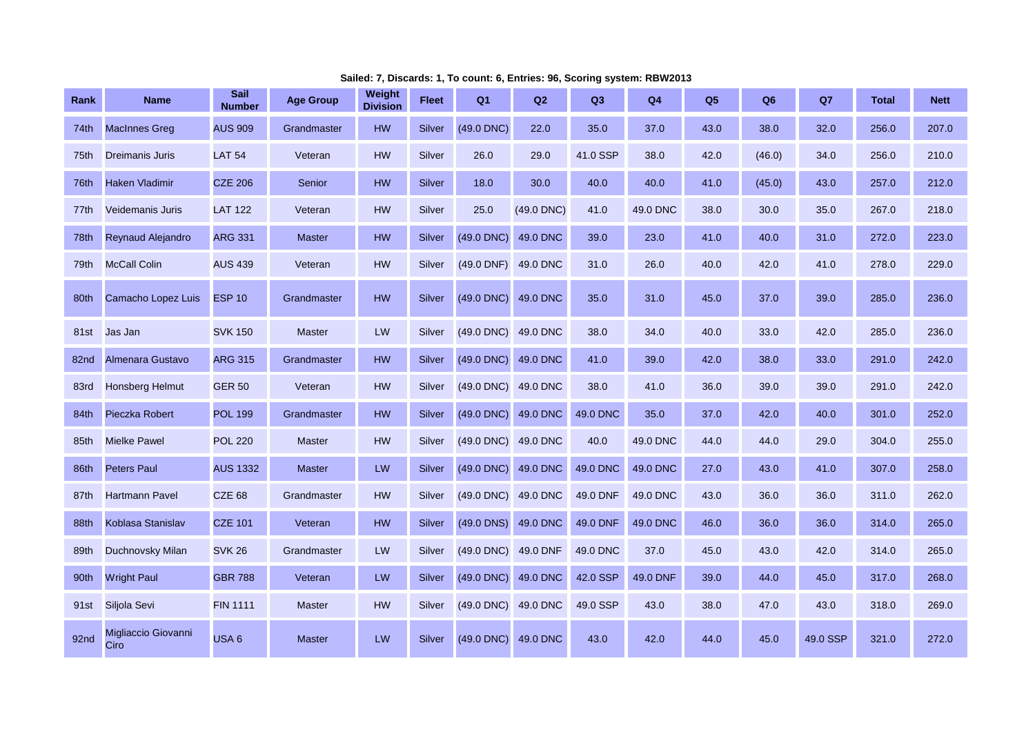Sailed: 7, Discards: 1, To count: 6, Entries: 96, Scoring system: RBW2013

| Rank | Name | Sail Number | Age Group | Weight Division | Fleet | Q1 | Q2 | Q3 | Q4 | Q5 | Q6 | Q7 | Total | Nett |
|---|---|---|---|---|---|---|---|---|---|---|---|---|---|---|
| 74th | MacInnes Greg | AUS 909 | Grandmaster | HW | Silver | (49.0 DNC) | 22.0 | 35.0 | 37.0 | 43.0 | 38.0 | 32.0 | 256.0 | 207.0 |
| 75th | Dreimanis Juris | LAT 54 | Veteran | HW | Silver | 26.0 | 29.0 | 41.0 SSP | 38.0 | 42.0 | (46.0) | 34.0 | 256.0 | 210.0 |
| 76th | Haken Vladimir | CZE 206 | Senior | HW | Silver | 18.0 | 30.0 | 40.0 | 40.0 | 41.0 | (45.0) | 43.0 | 257.0 | 212.0 |
| 77th | Veidemanis Juris | LAT 122 | Veteran | HW | Silver | 25.0 | (49.0 DNC) | 41.0 | 49.0 DNC | 38.0 | 30.0 | 35.0 | 267.0 | 218.0 |
| 78th | Reynaud Alejandro | ARG 331 | Master | HW | Silver | (49.0 DNC) | 49.0 DNC | 39.0 | 23.0 | 41.0 | 40.0 | 31.0 | 272.0 | 223.0 |
| 79th | McCall Colin | AUS 439 | Veteran | HW | Silver | (49.0 DNF) | 49.0 DNC | 31.0 | 26.0 | 40.0 | 42.0 | 41.0 | 278.0 | 229.0 |
| 80th | Camacho Lopez Luis | ESP 10 | Grandmaster | HW | Silver | (49.0 DNC) | 49.0 DNC | 35.0 | 31.0 | 45.0 | 37.0 | 39.0 | 285.0 | 236.0 |
| 81st | Jas Jan | SVK 150 | Master | LW | Silver | (49.0 DNC) | 49.0 DNC | 38.0 | 34.0 | 40.0 | 33.0 | 42.0 | 285.0 | 236.0 |
| 82nd | Almenara Gustavo | ARG 315 | Grandmaster | HW | Silver | (49.0 DNC) | 49.0 DNC | 41.0 | 39.0 | 42.0 | 38.0 | 33.0 | 291.0 | 242.0 |
| 83rd | Honsberg Helmut | GER 50 | Veteran | HW | Silver | (49.0 DNC) | 49.0 DNC | 38.0 | 41.0 | 36.0 | 39.0 | 39.0 | 291.0 | 242.0 |
| 84th | Pieczka Robert | POL 199 | Grandmaster | HW | Silver | (49.0 DNC) | 49.0 DNC | 49.0 DNC | 35.0 | 37.0 | 42.0 | 40.0 | 301.0 | 252.0 |
| 85th | Mielke Pawel | POL 220 | Master | HW | Silver | (49.0 DNC) | 49.0 DNC | 40.0 | 49.0 DNC | 44.0 | 44.0 | 29.0 | 304.0 | 255.0 |
| 86th | Peters Paul | AUS 1332 | Master | LW | Silver | (49.0 DNC) | 49.0 DNC | 49.0 DNC | 49.0 DNC | 27.0 | 43.0 | 41.0 | 307.0 | 258.0 |
| 87th | Hartmann Pavel | CZE 68 | Grandmaster | HW | Silver | (49.0 DNC) | 49.0 DNC | 49.0 DNF | 49.0 DNC | 43.0 | 36.0 | 36.0 | 311.0 | 262.0 |
| 88th | Koblasa Stanislav | CZE 101 | Veteran | HW | Silver | (49.0 DNS) | 49.0 DNC | 49.0 DNF | 49.0 DNC | 46.0 | 36.0 | 36.0 | 314.0 | 265.0 |
| 89th | Duchnovsky Milan | SVK 26 | Grandmaster | LW | Silver | (49.0 DNC) | 49.0 DNF | 49.0 DNC | 37.0 | 45.0 | 43.0 | 42.0 | 314.0 | 265.0 |
| 90th | Wright Paul | GBR 788 | Veteran | LW | Silver | (49.0 DNC) | 49.0 DNC | 42.0 SSP | 49.0 DNF | 39.0 | 44.0 | 45.0 | 317.0 | 268.0 |
| 91st | Siljola Sevi | FIN 1111 | Master | HW | Silver | (49.0 DNC) | 49.0 DNC | 49.0 SSP | 43.0 | 38.0 | 47.0 | 43.0 | 318.0 | 269.0 |
| 92nd | Migliaccio Giovanni Ciro | USA 6 | Master | LW | Silver | (49.0 DNC) | 49.0 DNC | 43.0 | 42.0 | 44.0 | 45.0 | 49.0 SSP | 321.0 | 272.0 |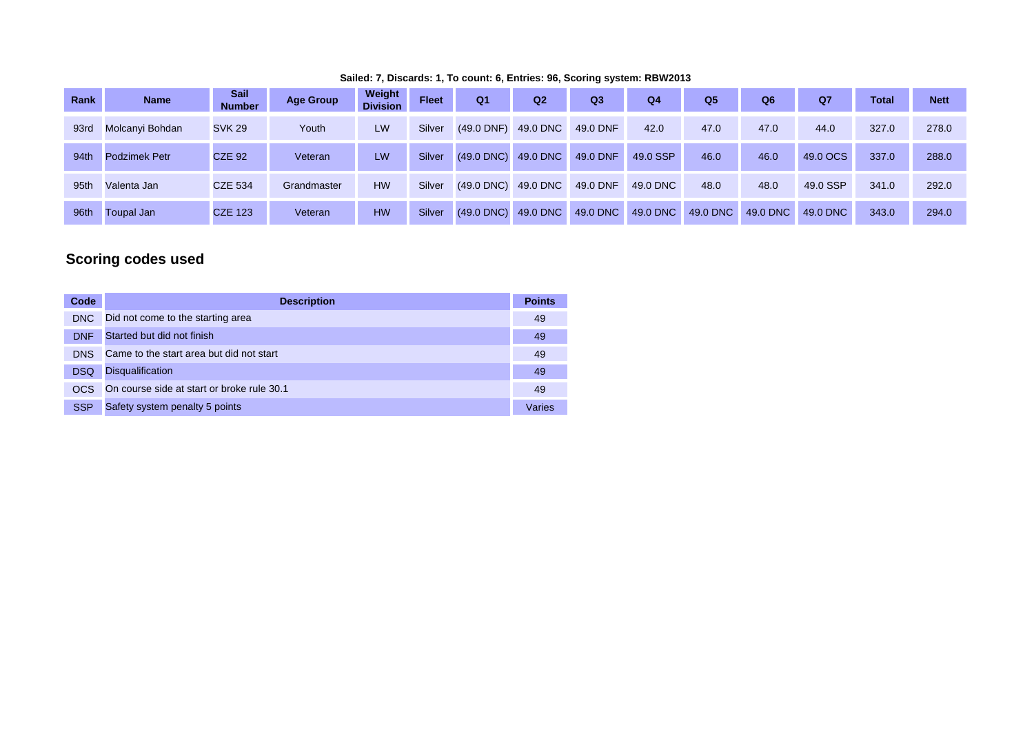**Sailed: 7, Discards: 1, To count: 6, Entries: 96, Scoring system: RBW2013**

| Rank | Name | Sail Number | Age Group | Weight Division | Fleet | Q1 | Q2 | Q3 | Q4 | Q5 | Q6 | Q7 | Total | Nett |
|---|---|---|---|---|---|---|---|---|---|---|---|---|---|---|
| 93rd | Molcanyi Bohdan | SVK 29 | Youth | LW | Silver | (49.0 DNF) | 49.0 DNC | 49.0 DNF | 42.0 | 47.0 | 47.0 | 44.0 | 327.0 | 278.0 |
| 94th | Podzimek Petr | CZE 92 | Veteran | LW | Silver | (49.0 DNC) | 49.0 DNC | 49.0 DNF | 49.0 SSP | 46.0 | 46.0 | 49.0 OCS | 337.0 | 288.0 |
| 95th | Valenta Jan | CZE 534 | Grandmaster | HW | Silver | (49.0 DNC) | 49.0 DNC | 49.0 DNF | 49.0 DNC | 48.0 | 48.0 | 49.0 SSP | 341.0 | 292.0 |
| 96th | Toupal Jan | CZE 123 | Veteran | HW | Silver | (49.0 DNC) | 49.0 DNC | 49.0 DNC | 49.0 DNC | 49.0 DNC | 49.0 DNC | 49.0 DNC | 343.0 | 294.0 |

## Scoring codes used

| Code | Description | Points |
|---|---|---|
| DNC | Did not come to the starting area | 49 |
| DNF | Started but did not finish | 49 |
| DNS | Came to the start area but did not start | 49 |
| DSQ | Disqualification | 49 |
| OCS | On course side at start or broke rule 30.1 | 49 |
| SSP | Safety system penalty 5 points | Varies |